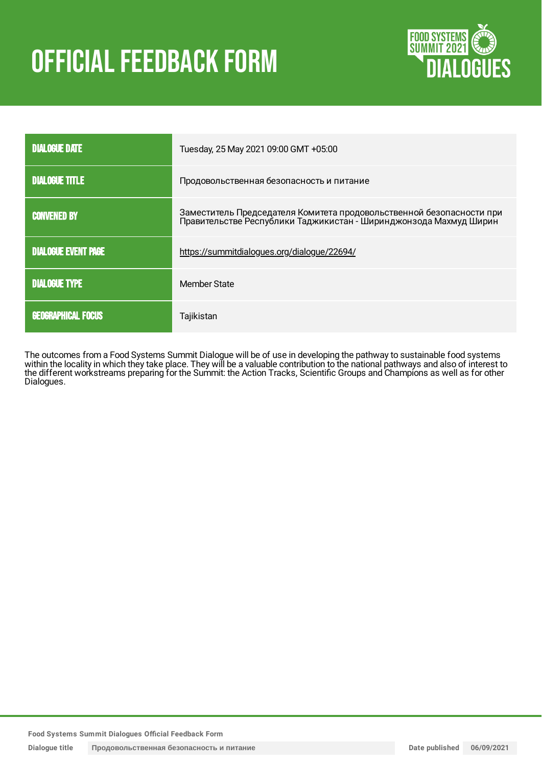# OFFICIAL FEEDBACK FORM

| | |
|---|---|
| DIALOGUE DATE | Tuesday, 25 May 2021 09:00 GMT +05:00 |
| DIALOGUE TITLE | Продовольственная безопасность и питание |
| CONVENED BY | Заместитель Председателя Комитета продовольственной безопасности при Правительстве Республики Таджикистан - Ширинджонзода Махмуд Ширин |
| DIALOGUE EVENT PAGE | https://summitdialogues.org/dialogue/22694/ |
| DIALOGUE TYPE | Member State |
| GEOGRAPHICAL FOCUS | Tajikistan |

The outcomes from a Food Systems Summit Dialogue will be of use in developing the pathway to sustainable food systems within the locality in which they take place. They will be a valuable contribution to the national pathways and also of interest to the different workstreams preparing for the Summit: the Action Tracks, Scientific Groups and Champions as well as for other Dialogues.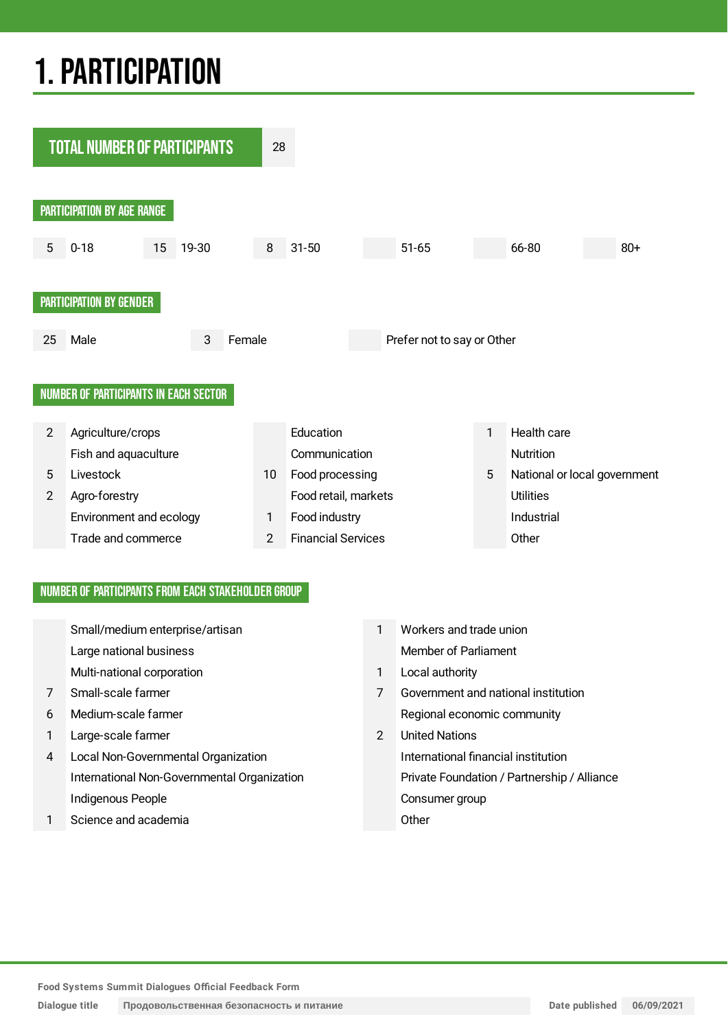# 1. PARTICIPATION

## TOTAL NUMBER OF PARTICIPANTS

28

### PARTICIPATION BY AGE RANGE

| | |
|---|---|
| 5 | 0-18 |
| 15 | 19-30 |
| 8 | 31-50 |
| | 51-65 |
| | 66-80 |
| | 80+ |

### PARTICIPATION BY GENDER

| | |
|---|---|
| 25 | Male |
| 3 | Female |
| | Prefer not to say or Other |

### NUMBER OF PARTICIPANTS IN EACH SECTOR

| | | | | | |
|---|---|---|---|---|---|
| 2 | Agriculture/crops | | Education | 1 | Health care |
| | Fish and aquaculture | | Communication | | Nutrition |
| 5 | Livestock | 10 | Food processing | 5 | National or local government |
| 2 | Agro-forestry | | Food retail, markets | | Utilities |
| | Environment and ecology | 1 | Food industry | | Industrial |
| | Trade and commerce | 2 | Financial Services | | Other |

### NUMBER OF PARTICIPANTS FROM EACH STAKEHOLDER GROUP

| | | | |
|---|---|---|---|
| | Small/medium enterprise/artisan | 1 | Workers and trade union |
| | Large national business | | Member of Parliament |
| | Multi-national corporation | 1 | Local authority |
| 7 | Small-scale farmer | 7 | Government and national institution |
| 6 | Medium-scale farmer | | Regional economic community |
| 1 | Large-scale farmer | 2 | United Nations |
| 4 | Local Non-Governmental Organization | | International financial institution |
| | International Non-Governmental Organization | | Private Foundation / Partnership / Alliance |
| | Indigenous People | | Consumer group |
| 1 | Science and academia | | Other |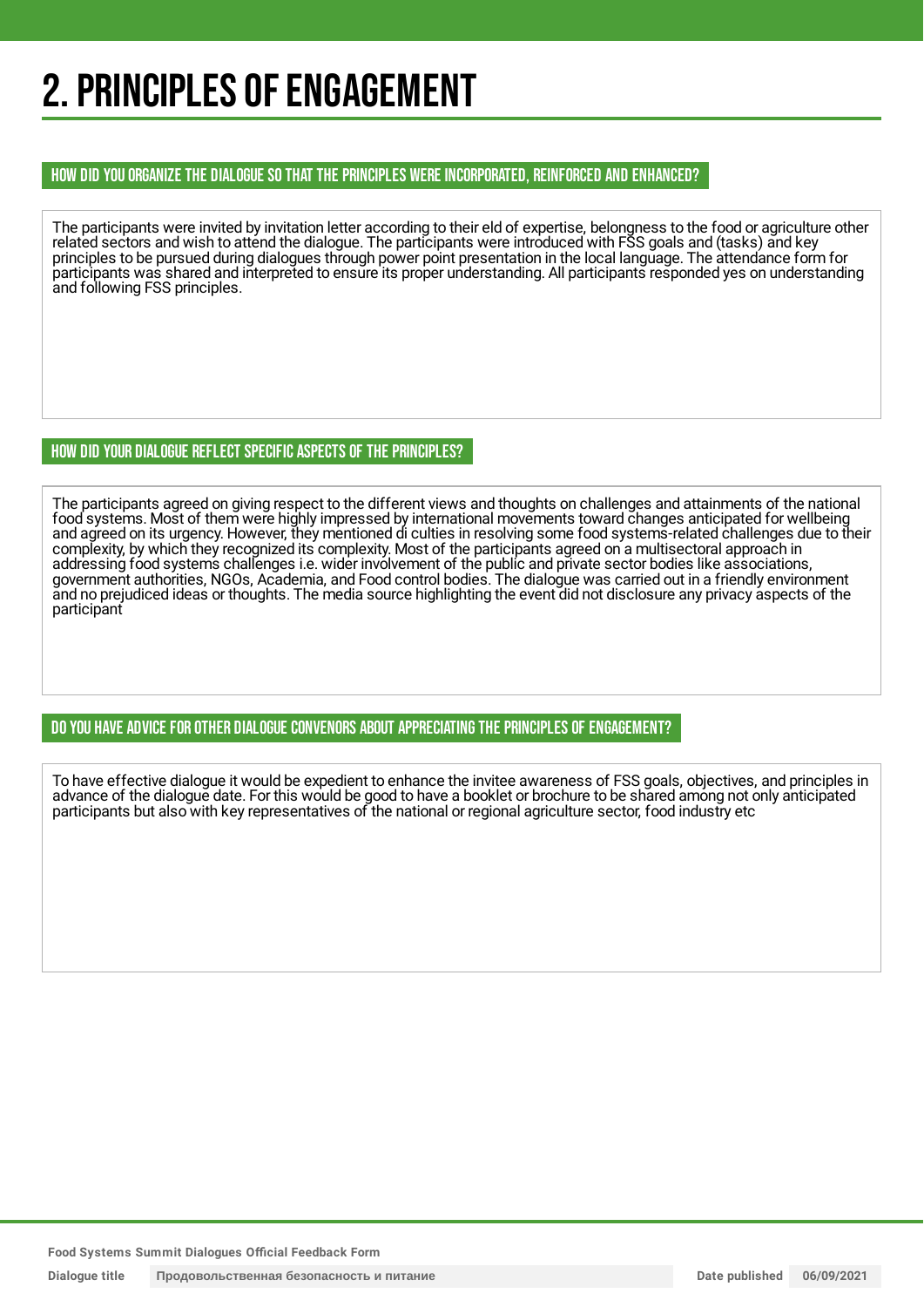# 2. PRINCIPLES OF ENGAGEMENT

## HOW DID YOU ORGANIZE THE DIALOGUE SO THAT THE PRINCIPLES WERE INCORPORATED, REINFORCED AND ENHANCED?

The participants were invited by invitation letter according to their eld of expertise, belongness to the food or agriculture other related sectors and wish to attend the dialogue. The participants were introduced with FSS goals and (tasks) and key principles to be pursued during dialogues through power point presentation in the local language. The attendance form for participants was shared and interpreted to ensure its proper understanding. All participants responded yes on understanding and following FSS principles.

## HOW DID YOUR DIALOGUE REFLECT SPECIFIC ASPECTS OF THE PRINCIPLES?

The participants agreed on giving respect to the different views and thoughts on challenges and attainments of the national food systems. Most of them were highly impressed by international movements toward changes anticipated for wellbeing and agreed on its urgency. However, they mentioned di culties in resolving some food systems-related challenges due to their complexity, by which they recognized its complexity. Most of the participants agreed on a multisectoral approach in addressing food systems challenges i.e. wider involvement of the public and private sector bodies like associations, government authorities, NGOs, Academia, and Food control bodies. The dialogue was carried out in a friendly environment and no prejudiced ideas or thoughts. The media source highlighting the event did not disclosure any privacy aspects of the participant

## DO YOU HAVE ADVICE FOR OTHER DIALOGUE CONVENORS ABOUT APPRECIATING THE PRINCIPLES OF ENGAGEMENT?

To have effective dialogue it would be expedient to enhance the invitee awareness of FSS goals, objectives, and principles in advance of the dialogue date. For this would be good to have a booklet or brochure to be shared among not only anticipated participants but also with key representatives of the national or regional agriculture sector, food industry etc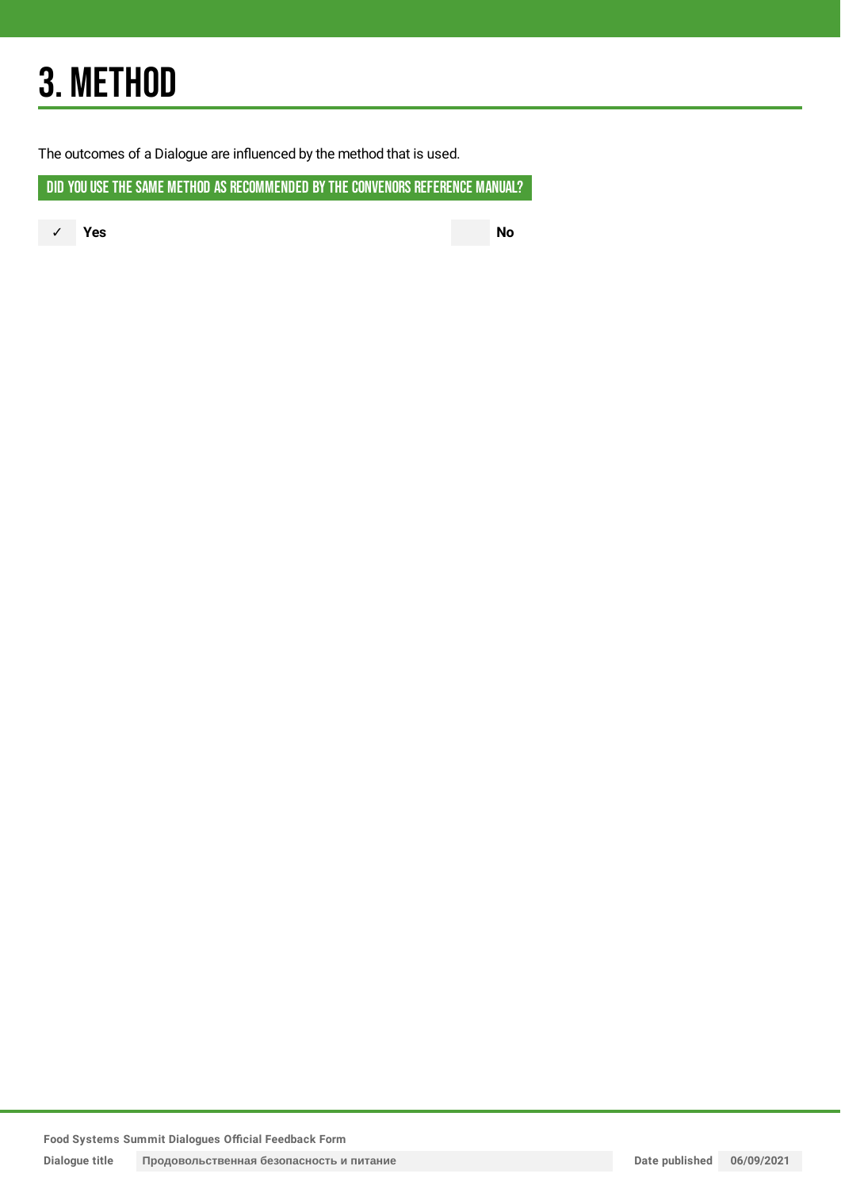# 3. METHOD

The outcomes of a Dialogue are influenced by the method that is used.

## DID YOU USE THE SAME METHOD AS RECOMMENDED BY THE CONVENORS REFERENCE MANUAL?

✓ **Yes**

**No**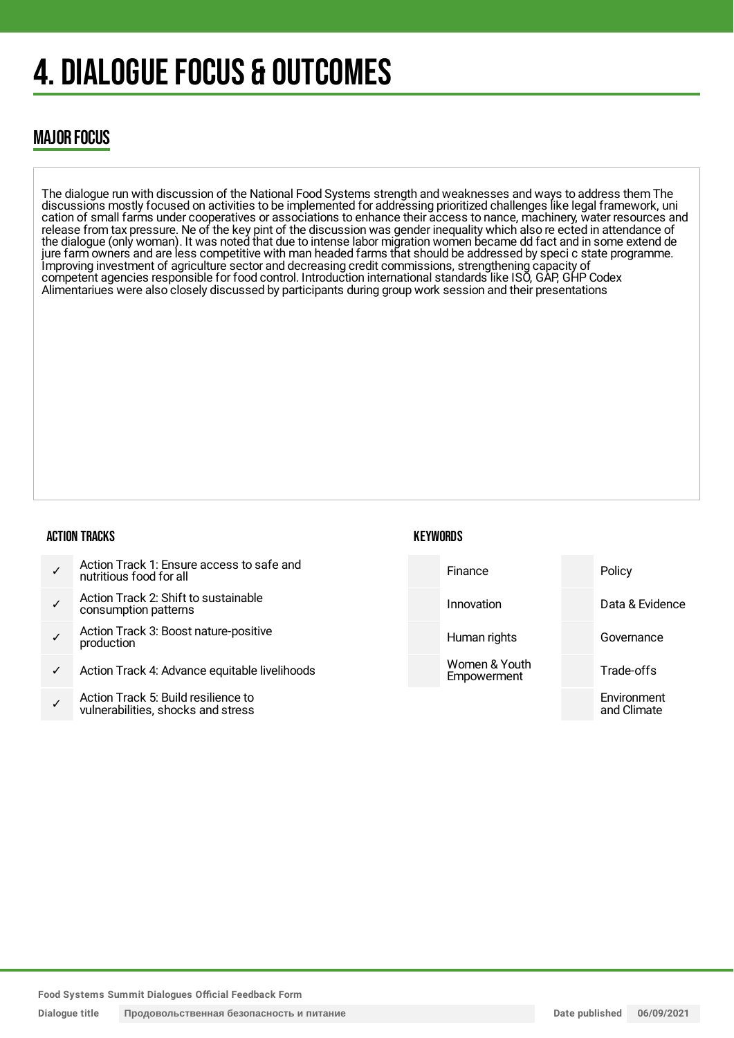# 4. DIALOGUE FOCUS & OUTCOMES

## MAJOR FOCUS

The dialogue run with discussion of the National Food Systems strength and weaknesses and ways to address them The discussions mostly focused on activities to be implemented for addressing prioritized challenges like legal framework, uni cation of small farms under cooperatives or associations to enhance their access to nance, machinery, water resources and release from tax pressure. Ne of the key pint of the discussion was gender inequality which also re ected in attendance of the dialogue (only woman). It was noted that due to intense labor migration women became dd fact and in some extend de jure farm owners and are less competitive with man headed farms that should be addressed by speci c state programme. Improving investment of agriculture sector and decreasing credit commissions, strengthening capacity of competent agencies responsible for food control. Introduction international standards like ISO, GAP, GHP Codex Alimentariues were also closely discussed by participants during group work session and their presentations

### ACTION TRACKS

| | |
|---|---|
| ✓ | Action Track 1: Ensure access to safe and nutritious food for all |
| ✓ | Action Track 2: Shift to sustainable consumption patterns |
| ✓ | Action Track 3: Boost nature-positive production |
| ✓ | Action Track 4: Advance equitable livelihoods |
| ✓ | Action Track 5: Build resilience to vulnerabilities, shocks and stress |

### KEYWORDS

| | | | |
|---|---|---|---|
| | Finance | | Policy |
| | Innovation | | Data & Evidence |
| | Human rights | | Governance |
| | Women & Youth Empowerment | | Trade-offs |
| | | | Environment and Climate |

Food Systems Summit Dialogues Official Feedback Form

Dialogue title: Продовольственная безопасность и питание

Date published: 06/09/2021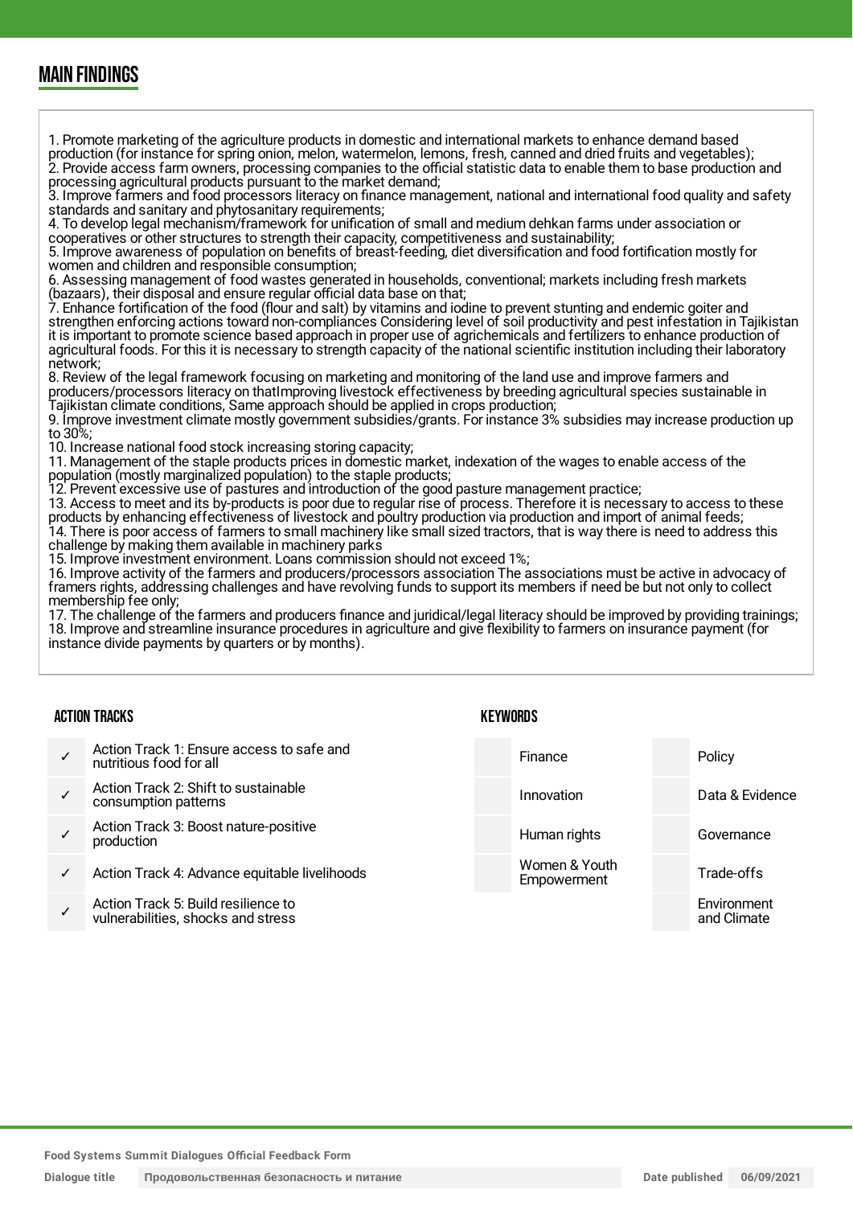## MAIN FINDINGS

1. Promote marketing of the agriculture products in domestic and international markets to enhance demand based production (for instance for spring onion, melon, watermelon, lemons, fresh, canned and dried fruits and vegetables);
2. Provide access farm owners, processing companies to the official statistic data to enable them to base production and processing agricultural products pursuant to the market demand;
3. Improve farmers and food processors literacy on finance management, national and international food quality and safety standards and sanitary and phytosanitary requirements;
4. To develop legal mechanism/framework for unification of small and medium dehkan farms under association or cooperatives or other structures to strength their capacity, competitiveness and sustainability;
5. Improve awareness of population on benefits of breast-feeding, diet diversification and food fortification mostly for women and children and responsible consumption;
6. Assessing management of food wastes generated in households, conventional; markets including fresh markets (bazaars), their disposal and ensure regular official data base on that;
7. Enhance fortification of the food (flour and salt) by vitamins and iodine to prevent stunting and endemic goiter and strengthen enforcing actions toward non-compliances Considering level of soil productivity and pest infestation in Tajikistan it is important to promote science based approach in proper use of agrichemicals and fertilizers to enhance production of agricultural foods. For this it is necessary to strength capacity of the national scientific institution including their laboratory network;
8. Review of the legal framework focusing on marketing and monitoring of the land use and improve farmers and producers/processors literacy on thatImproving livestock effectiveness by breeding agricultural species sustainable in Tajikistan climate conditions, Same approach should be applied in crops production;
9. Improve investment climate mostly government subsidies/grants. For instance 3% subsidies may increase production up to 30%;
10. Increase national food stock increasing storing capacity;
11. Management of the staple products prices in domestic market, indexation of the wages to enable access of the population (mostly marginalized population) to the staple products;
12. Prevent excessive use of pastures and introduction of the good pasture management practice;
13. Access to meet and its by-products is poor due to regular rise of process. Therefore it is necessary to access to these products by enhancing effectiveness of livestock and poultry production via production and import of animal feeds;
14. There is poor access of farmers to small machinery like small sized tractors, that is way there is need to address this challenge by making them available in machinery parks
15. Improve investment environment. Loans commission should not exceed 1%;
16. Improve activity of the farmers and producers/processors association The associations must be active in advocacy of framers rights, addressing challenges and have revolving funds to support its members if need be but not only to collect membership fee only;
17. The challenge of the farmers and producers finance and juridical/legal literacy should be improved by providing trainings;
18. Improve and streamline insurance procedures in agriculture and give flexibility to farmers on insurance payment (for instance divide payments by quarters or by months).

### ACTION TRACKS

- ✓ Action Track 1: Ensure access to safe and nutritious food for all
- ✓ Action Track 2: Shift to sustainable consumption patterns
- ✓ Action Track 3: Boost nature-positive production
- ✓ Action Track 4: Advance equitable livelihoods
- ✓ Action Track 5: Build resilience to vulnerabilities, shocks and stress

### KEYWORDS

| | | | |
|---|---|---|---|
| | Finance | | Policy |
| | Innovation | | Data & Evidence |
| | Human rights | | Governance |
| | Women & Youth Empowerment | | Trade-offs |
| | | | Environment and Climate |

Food Systems Summit Dialogues Official Feedback Form

Dialogue title: Продовольственная безопасность и питание

Date published: 06/09/2021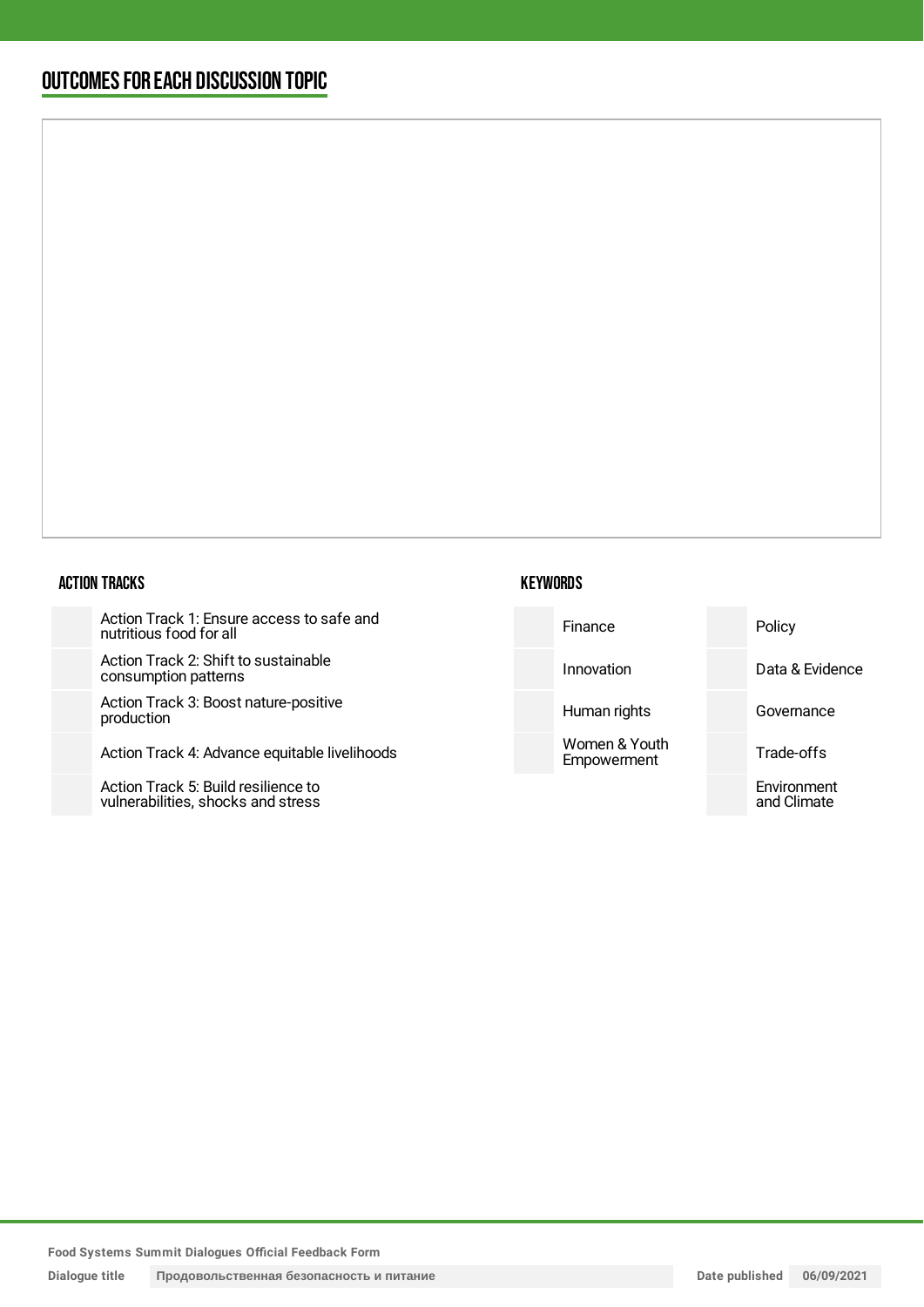## OUTCOMES FOR EACH DISCUSSION TOPIC

### ACTION TRACKS

| | |
|---|---|
| | Action Track 1: Ensure access to safe and nutritious food for all |
| | Action Track 2: Shift to sustainable consumption patterns |
| | Action Track 3: Boost nature-positive production |
| | Action Track 4: Advance equitable livelihoods |
| | Action Track 5: Build resilience to vulnerabilities, shocks and stress |

### KEYWORDS

| | | | |
|---|---|---|---|
| | Finance | | Policy |
| | Innovation | | Data & Evidence |
| | Human rights | | Governance |
| | Women & Youth Empowerment | | Trade-offs |
| | | | Environment and Climate |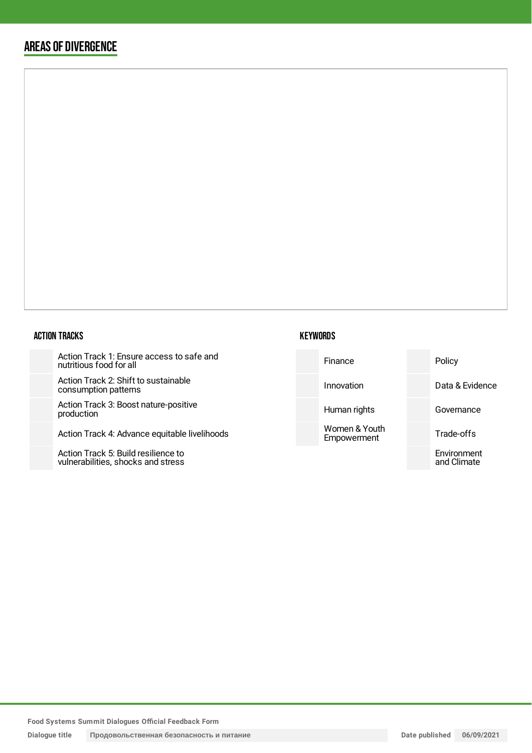## AREAS OF DIVERGENCE

### ACTION TRACKS

- Action Track 1: Ensure access to safe and nutritious food for all
- Action Track 2: Shift to sustainable consumption patterns
- Action Track 3: Boost nature-positive production
- Action Track 4: Advance equitable livelihoods
- Action Track 5: Build resilience to vulnerabilities, shocks and stress

### KEYWORDS

- Finance
- Innovation
- Human rights
- Women & Youth Empowerment
- Policy
- Data & Evidence
- Governance
- Trade-offs
- Environment and Climate

Food Systems Summit Dialogues Official Feedback Form

Dialogue title: Продовольственная безопасность и питание

Date published: 06/09/2021